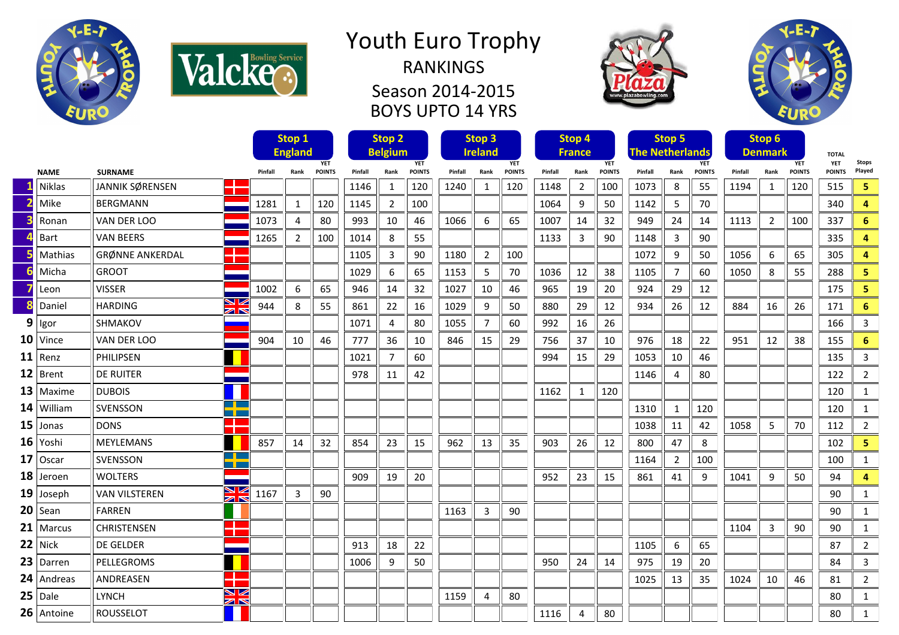# Youth Euro Trophy

## RANKINGS

## Season 2014-2015

## BOYS UPTO 14 YRS

| | NAME | SURNAME | | Stop 1 England | | | Stop 2 Belgium | | | Stop 3 Ireland | | | Stop 4 France | | | Stop 5 The Netherlands | | | Stop 6 Denmark | | | TOTAL | |
|---|---|---|---|---|---|---|---|---|---|---|---|---|---|---|---|---|---|---|---|---|---|---|---|
| | | | | Pinfall | Rank | YET POINTS | Pinfall | Rank | YET POINTS | Pinfall | Rank | YET POINTS | Pinfall | Rank | YET POINTS | Pinfall | Rank | YET POINTS | Pinfall | Rank | YET POINTS | YET POINTS | Stops Played |
| 1 | Niklas | JANNIK SØRENSEN | | | | | 1146 | 1 | 120 | 1240 | 1 | 120 | 1148 | 2 | 100 | 1073 | 8 | 55 | 1194 | 1 | 120 | 515 | 5 |
| 2 | Mike | BERGMANN | | 1281 | 1 | 120 | 1145 | 2 | 100 | | | | 1064 | 9 | 50 | 1142 | 5 | 70 | | | | 340 | 4 |
| 3 | Ronan | VAN DER LOO | | 1073 | 4 | 80 | 993 | 10 | 46 | 1066 | 6 | 65 | 1007 | 14 | 32 | 949 | 24 | 14 | 1113 | 2 | 100 | 337 | 6 |
| 4 | Bart | VAN BEERS | | 1265 | 2 | 100 | 1014 | 8 | 55 | | | | 1133 | 3 | 90 | 1148 | 3 | 90 | | | | 335 | 4 |
| 5 | Mathias | GRØNNE ANKERDAL | | | | | 1105 | 3 | 90 | 1180 | 2 | 100 | | | | 1072 | 9 | 50 | 1056 | 6 | 65 | 305 | 4 |
| 6 | Micha | GROOT | | | | | 1029 | 6 | 65 | 1153 | 5 | 70 | 1036 | 12 | 38 | 1105 | 7 | 60 | 1050 | 8 | 55 | 288 | 5 |
| 7 | Leon | VISSER | | 1002 | 6 | 65 | 946 | 14 | 32 | 1027 | 10 | 46 | 965 | 19 | 20 | 924 | 29 | 12 | | | | 175 | 5 |
| 8 | Daniel | HARDING | | 944 | 8 | 55 | 861 | 22 | 16 | 1029 | 9 | 50 | 880 | 29 | 12 | 934 | 26 | 12 | 884 | 16 | 26 | 171 | 6 |
| 9 | Igor | SHMAKOV | | | | | 1071 | 4 | 80 | 1055 | 7 | 60 | 992 | 16 | 26 | | | | | | | 166 | 3 |
| 10 | Vince | VAN DER LOO | | 904 | 10 | 46 | 777 | 36 | 10 | 846 | 15 | 29 | 756 | 37 | 10 | 976 | 18 | 22 | 951 | 12 | 38 | 155 | 6 |
| 11 | Renz | PHILIPSEN | | | | | 1021 | 7 | 60 | | | | 994 | 15 | 29 | 1053 | 10 | 46 | | | | 135 | 3 |
| 12 | Brent | DE RUITER | | | | | 978 | 11 | 42 | | | | | | | 1146 | 4 | 80 | | | | 122 | 2 |
| 13 | Maxime | DUBOIS | | | | | | | | | | | 1162 | 1 | 120 | | | | | | | 120 | 1 |
| 14 | William | SVENSSON | | | | | | | | | | | | | | 1310 | 1 | 120 | | | | 120 | 1 |
| 15 | Jonas | DONS | | | | | | | | | | | | | | 1038 | 11 | 42 | 1058 | 5 | 70 | 112 | 2 |
| 16 | Yoshi | MEYLEMANS | | 857 | 14 | 32 | 854 | 23 | 15 | 962 | 13 | 35 | 903 | 26 | 12 | 800 | 47 | 8 | | | | 102 | 5 |
| 17 | Oscar | SVENSSON | | | | | | | | | | | | | | 1164 | 2 | 100 | | | | 100 | 1 |
| 18 | Jeroen | WOLTERS | | | | | 909 | 19 | 20 | | | | 952 | 23 | 15 | 861 | 41 | 9 | 1041 | 9 | 50 | 94 | 4 |
| 19 | Joseph | VAN VILSTEREN | | 1167 | 3 | 90 | | | | | | | | | | | | | | | | 90 | 1 |
| 20 | Sean | FARREN | | | | | | | | 1163 | 3 | 90 | | | | | | | | | | 90 | 1 |
| 21 | Marcus | CHRISTENSEN | | | | | | | | | | | | | | | | | 1104 | 3 | 90 | 90 | 1 |
| 22 | Nick | DE GELDER | | | | | 913 | 18 | 22 | | | | | | | 1105 | 6 | 65 | | | | 87 | 2 |
| 23 | Darren | PELLEGROMS | | | | | 1006 | 9 | 50 | | | | 950 | 24 | 14 | 975 | 19 | 20 | | | | 84 | 3 |
| 24 | Andreas | ANDREASEN | | | | | | | | | | | | | | 1025 | 13 | 35 | 1024 | 10 | 46 | 81 | 2 |
| 25 | Dale | LYNCH | | | | | | | | 1159 | 4 | 80 | | | | | | | | | | 80 | 1 |
| 26 | Antoine | ROUSSELOT | | | | | | | | | | | 1116 | 4 | 80 | | | | | | | 80 | 1 |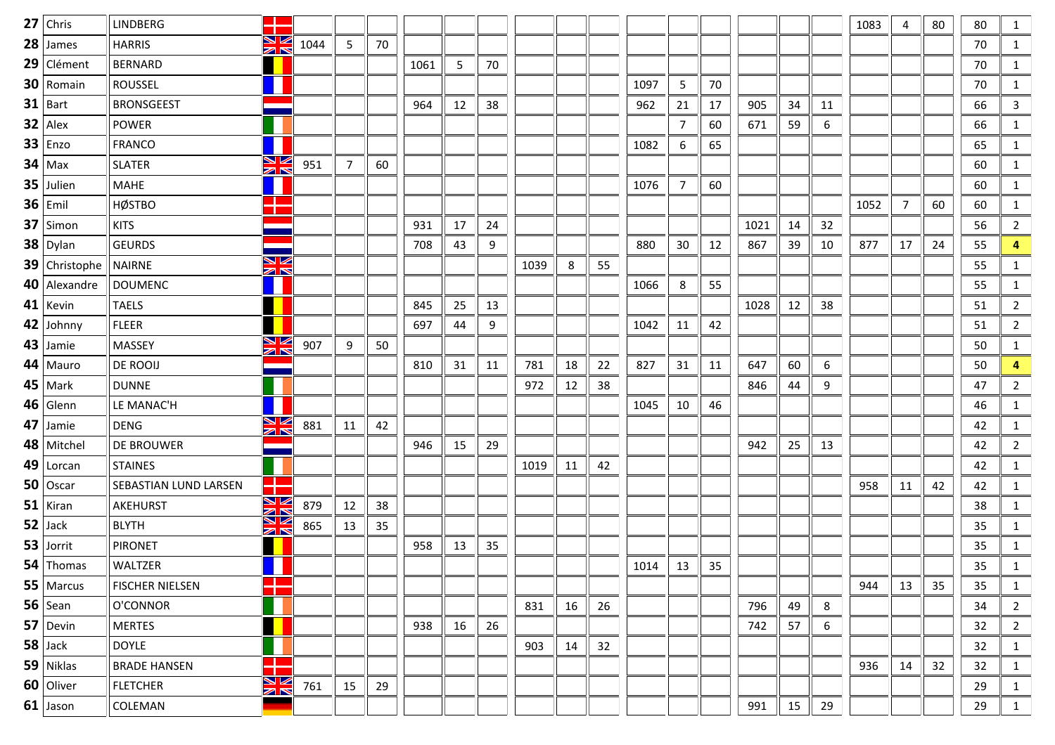| | | | | | | | | | | | | | | | | | | | | | |
|---|---|---|---|---|---|---|---|---|---|---|---|---|---|---|---|---|---|---|---|---|---|---|
| 27 | Chris | LINDBERG | | | | | | | | | | | | | | | | 1083 | 4 | 80 | 80 | 1 |
| 28 | James | HARRIS | 1044 | 5 | 70 | | | | | | | | | | | | | | | | 70 | 1 |
| 29 | Clément | BERNARD | | | | 1061 | 5 | 70 | | | | | | | | | | | | | 70 | 1 |
| 30 | Romain | ROUSSEL | | | | | | | | | | 1097 | 5 | 70 | | | | | | | 70 | 1 |
| 31 | Bart | BRONSGEEST | | | | 964 | 12 | 38 | | | | 962 | 21 | 17 | 905 | 34 | 11 | | | | 66 | 3 |
| 32 | Alex | POWER | | | | | | | | | | | 7 | 60 | 671 | 59 | 6 | | | | 66 | 1 |
| 33 | Enzo | FRANCO | | | | | | | | | | 1082 | 6 | 65 | | | | | | | 65 | 1 |
| 34 | Max | SLATER | 951 | 7 | 60 | | | | | | | | | | | | | | | | 60 | 1 |
| 35 | Julien | MAHE | | | | | | | | | | 1076 | 7 | 60 | | | | | | | 60 | 1 |
| 36 | Emil | HØSTBO | | | | | | | | | | | | | | | | 1052 | 7 | 60 | 60 | 1 |
| 37 | Simon | KITS | | | | 931 | 17 | 24 | | | | | | | 1021 | 14 | 32 | | | | 56 | 2 |
| 38 | Dylan | GEURDS | | | | 708 | 43 | 9 | | | | 880 | 30 | 12 | 867 | 39 | 10 | 877 | 17 | 24 | 55 | 4 |
| 39 | Christophe | NAIRNE | | | | | | | 1039 | 8 | 55 | | | | | | | | | | 55 | 1 |
| 40 | Alexandre | DOUMENC | | | | | | | | | | 1066 | 8 | 55 | | | | | | | 55 | 1 |
| 41 | Kevin | TAELS | | | | 845 | 25 | 13 | | | | | | | 1028 | 12 | 38 | | | | 51 | 2 |
| 42 | Johnny | FLEER | | | | 697 | 44 | 9 | | | | 1042 | 11 | 42 | | | | | | | 51 | 2 |
| 43 | Jamie | MASSEY | 907 | 9 | 50 | | | | | | | | | | | | | | | | 50 | 1 |
| 44 | Mauro | DE ROOIJ | | | | 810 | 31 | 11 | 781 | 18 | 22 | 827 | 31 | 11 | 647 | 60 | 6 | | | | 50 | 4 |
| 45 | Mark | DUNNE | | | | | | | 972 | 12 | 38 | | | | 846 | 44 | 9 | | | | 47 | 2 |
| 46 | Glenn | LE MANAC'H | | | | | | | | | | 1045 | 10 | 46 | | | | | | | 46 | 1 |
| 47 | Jamie | DENG | 881 | 11 | 42 | | | | | | | | | | | | | | | | 42 | 1 |
| 48 | Mitchel | DE BROUWER | | | | 946 | 15 | 29 | | | | | | | 942 | 25 | 13 | | | | 42 | 2 |
| 49 | Lorcan | STAINES | | | | | | | 1019 | 11 | 42 | | | | | | | | | | 42 | 1 |
| 50 | Oscar | SEBASTIAN LUND LARSEN | | | | | | | | | | | | | | | | 958 | 11 | 42 | 42 | 1 |
| 51 | Kiran | AKEHURST | 879 | 12 | 38 | | | | | | | | | | | | | | | | 38 | 1 |
| 52 | Jack | BLYTH | 865 | 13 | 35 | | | | | | | | | | | | | | | | 35 | 1 |
| 53 | Jorrit | PIRONET | | | | 958 | 13 | 35 | | | | | | | | | | | | | 35 | 1 |
| 54 | Thomas | WALTZER | | | | | | | | | | 1014 | 13 | 35 | | | | | | | 35 | 1 |
| 55 | Marcus | FISCHER NIELSEN | | | | | | | | | | | | | | | | 944 | 13 | 35 | 35 | 1 |
| 56 | Sean | O'CONNOR | | | | | | | 831 | 16 | 26 | | | | 796 | 49 | 8 | | | | 34 | 2 |
| 57 | Devin | MERTES | | | | 938 | 16 | 26 | | | | | | | 742 | 57 | 6 | | | | 32 | 2 |
| 58 | Jack | DOYLE | | | | | | | 903 | 14 | 32 | | | | | | | | | | 32 | 1 |
| 59 | Niklas | BRADE HANSEN | | | | | | | | | | | | | | | | 936 | 14 | 32 | 32 | 1 |
| 60 | Oliver | FLETCHER | 761 | 15 | 29 | | | | | | | | | | | | | | | | 29 | 1 |
| 61 | Jason | COLEMAN | | | | | | | | | | | | | 991 | 15 | 29 | | | | 29 | 1 |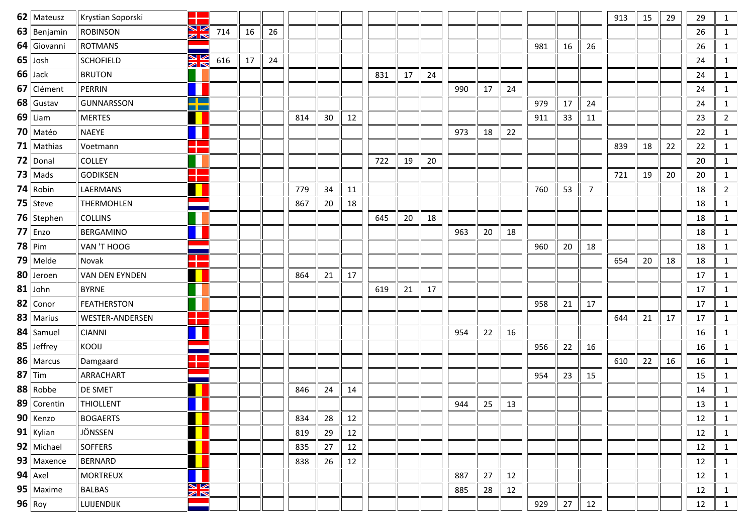| | | | | | | | | | | | | | | | | | | | | | |
|---|---|---|---|---|---|---|---|---|---|---|---|---|---|---|---|---|---|---|---|---|---|
| 62 | Mateusz | Krystian Soporski | | | | | | | | | | | | | | | | 913 | 15 | 29 | 29 | 1 |
| 63 | Benjamin | ROBINSON | 714 | 16 | 26 | | | | | | | | | | | | | | | | 26 | 1 |
| 64 | Giovanni | ROTMANS | | | | | | | | | | | | | 981 | 16 | 26 | | | | 26 | 1 |
| 65 | Josh | SCHOFIELD | 616 | 17 | 24 | | | | | | | | | | | | | | | | 24 | 1 |
| 66 | Jack | BRUTON | | | | | | | 831 | 17 | 24 | | | | | | | | | | 24 | 1 |
| 67 | Clément | PERRIN | | | | | | | | | | 990 | 17 | 24 | | | | | | | 24 | 1 |
| 68 | Gustav | GUNNARSSON | | | | | | | | | | | | | 979 | 17 | 24 | | | | 24 | 1 |
| 69 | Liam | MERTES | | | | 814 | 30 | 12 | | | | | | | 911 | 33 | 11 | | | | 23 | 2 |
| 70 | Matéo | NAEYE | | | | | | | | | | 973 | 18 | 22 | | | | | | | 22 | 1 |
| 71 | Mathias | Voetmann | | | | | | | | | | | | | | | | 839 | 18 | 22 | 22 | 1 |
| 72 | Donal | COLLEY | | | | | | | 722 | 19 | 20 | | | | | | | | | | 20 | 1 |
| 73 | Mads | GODIKSEN | | | | | | | | | | | | | | | | 721 | 19 | 20 | 20 | 1 |
| 74 | Robin | LAERMANS | | | | 779 | 34 | 11 | | | | | | | 760 | 53 | 7 | | | | 18 | 2 |
| 75 | Steve | THERMOHLEN | | | | 867 | 20 | 18 | | | | | | | | | | | | | 18 | 1 |
| 76 | Stephen | COLLINS | | | | | | | 645 | 20 | 18 | | | | | | | | | | 18 | 1 |
| 77 | Enzo | BERGAMINO | | | | | | | | | | 963 | 20 | 18 | | | | | | | 18 | 1 |
| 78 | Pim | VAN 'T HOOG | | | | | | | | | | | | | 960 | 20 | 18 | | | | 18 | 1 |
| 79 | Melde | Novak | | | | | | | | | | | | | | | | 654 | 20 | 18 | 18 | 1 |
| 80 | Jeroen | VAN DEN EYNDEN | | | | 864 | 21 | 17 | | | | | | | | | | | | | 17 | 1 |
| 81 | John | BYRNE | | | | | | | 619 | 21 | 17 | | | | | | | | | | 17 | 1 |
| 82 | Conor | FEATHERSTON | | | | | | | | | | | | | 958 | 21 | 17 | | | | 17 | 1 |
| 83 | Marius | WESTER-ANDERSEN | | | | | | | | | | | | | | | | 644 | 21 | 17 | 17 | 1 |
| 84 | Samuel | CIANNI | | | | | | | | | | 954 | 22 | 16 | | | | | | | 16 | 1 |
| 85 | Jeffrey | KOOIJ | | | | | | | | | | | | | 956 | 22 | 16 | | | | 16 | 1 |
| 86 | Marcus | Damgaard | | | | | | | | | | | | | | | | 610 | 22 | 16 | 16 | 1 |
| 87 | Tim | ARRACHART | | | | | | | | | | | | | 954 | 23 | 15 | | | | 15 | 1 |
| 88 | Robbe | DE SMET | | | | 846 | 24 | 14 | | | | | | | | | | | | | 14 | 1 |
| 89 | Corentin | THIOLLENT | | | | | | | | | | 944 | 25 | 13 | | | | | | | 13 | 1 |
| 90 | Kenzo | BOGAERTS | | | | 834 | 28 | 12 | | | | | | | | | | | | | 12 | 1 |
| 91 | Kylian | JÖNSSEN | | | | 819 | 29 | 12 | | | | | | | | | | | | | 12 | 1 |
| 92 | Michael | SOFFERS | | | | 835 | 27 | 12 | | | | | | | | | | | | | 12 | 1 |
| 93 | Maxence | BERNARD | | | | 838 | 26 | 12 | | | | | | | | | | | | | 12 | 1 |
| 94 | Axel | MORTREUX | | | | | | | | | | 887 | 27 | 12 | | | | | | | 12 | 1 |
| 95 | Maxime | BALBAS | | | | | | | | | | 885 | 28 | 12 | | | | | | | 12 | 1 |
| 96 | Roy | LUIJENDIJK | | | | | | | | | | | | | 929 | 27 | 12 | | | | 12 | 1 |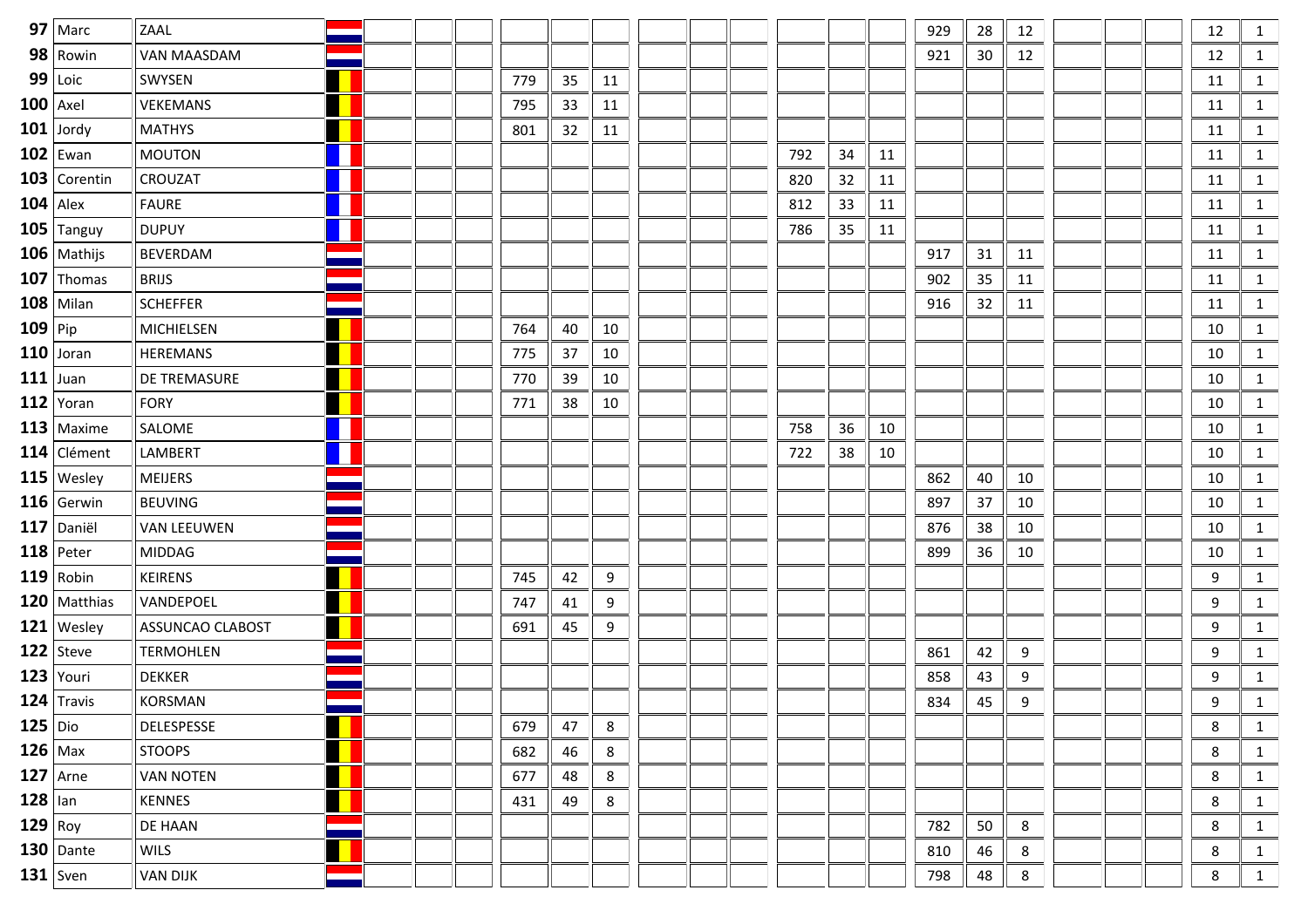| | | | | | | | | | | | | | | | | | | | | | | | |
|---|---|---|---|---|---|---|---|---|---|---|---|---|---|---|---|---|---|---|---|---|---|---|---|
| **97** | Marc | ZAAL | | | | | | | | | | | | | | 929 | 28 | 12 | | | | 12 | 1 |
| **98** | Rowin | VAN MAASDAM | | | | | | | | | | | | | | 921 | 30 | 12 | | | | 12 | 1 |
| **99** | Loic | SWYSEN | | | | | 779 | 35 | 11 | | | | | | | | | | | | | 11 | 1 |
| **100** | Axel | VEKEMANS | | | | | 795 | 33 | 11 | | | | | | | | | | | | | 11 | 1 |
| **101** | Jordy | MATHYS | | | | | 801 | 32 | 11 | | | | | | | | | | | | | 11 | 1 |
| **102** | Ewan | MOUTON | | | | | | | | | | | 792 | 34 | 11 | | | | | | | 11 | 1 |
| **103** | Corentin | CROUZAT | | | | | | | | | | | 820 | 32 | 11 | | | | | | | 11 | 1 |
| **104** | Alex | FAURE | | | | | | | | | | | 812 | 33 | 11 | | | | | | | 11 | 1 |
| **105** | Tanguy | DUPUY | | | | | | | | | | | 786 | 35 | 11 | | | | | | | 11 | 1 |
| **106** | Mathijs | BEVERDAM | | | | | | | | | | | | | | 917 | 31 | 11 | | | | 11 | 1 |
| **107** | Thomas | BRIJS | | | | | | | | | | | | | | 902 | 35 | 11 | | | | 11 | 1 |
| **108** | Milan | SCHEFFER | | | | | | | | | | | | | | 916 | 32 | 11 | | | | 11 | 1 |
| **109** | Pip | MICHIELSEN | | | | | 764 | 40 | 10 | | | | | | | | | | | | | 10 | 1 |
| **110** | Joran | HEREMANS | | | | | 775 | 37 | 10 | | | | | | | | | | | | | 10 | 1 |
| **111** | Juan | DE TREMASURE | | | | | 770 | 39 | 10 | | | | | | | | | | | | | 10 | 1 |
| **112** | Yoran | FORY | | | | | 771 | 38 | 10 | | | | | | | | | | | | | 10 | 1 |
| **113** | Maxime | SALOME | | | | | | | | | | | 758 | 36 | 10 | | | | | | | 10 | 1 |
| **114** | Clément | LAMBERT | | | | | | | | | | | 722 | 38 | 10 | | | | | | | 10 | 1 |
| **115** | Wesley | MEIJERS | | | | | | | | | | | | | | 862 | 40 | 10 | | | | 10 | 1 |
| **116** | Gerwin | BEUVING | | | | | | | | | | | | | | 897 | 37 | 10 | | | | 10 | 1 |
| **117** | Daniël | VAN LEEUWEN | | | | | | | | | | | | | | 876 | 38 | 10 | | | | 10 | 1 |
| **118** | Peter | MIDDAG | | | | | | | | | | | | | | 899 | 36 | 10 | | | | 10 | 1 |
| **119** | Robin | KEIRENS | | | | | 745 | 42 | 9 | | | | | | | | | | | | | 9 | 1 |
| **120** | Matthias | VANDEPOEL | | | | | 747 | 41 | 9 | | | | | | | | | | | | | 9 | 1 |
| **121** | Wesley | ASSUNCAO CLABOST | | | | | 691 | 45 | 9 | | | | | | | | | | | | | 9 | 1 |
| **122** | Steve | TERMOHLEN | | | | | | | | | | | | | | 861 | 42 | 9 | | | | 9 | 1 |
| **123** | Youri | DEKKER | | | | | | | | | | | | | | 858 | 43 | 9 | | | | 9 | 1 |
| **124** | Travis | KORSMAN | | | | | | | | | | | | | | 834 | 45 | 9 | | | | 9 | 1 |
| **125** | Dio | DELESPESSE | | | | | 679 | 47 | 8 | | | | | | | | | | | | | 8 | 1 |
| **126** | Max | STOOPS | | | | | 682 | 46 | 8 | | | | | | | | | | | | | 8 | 1 |
| **127** | Arne | VAN NOTEN | | | | | 677 | 48 | 8 | | | | | | | | | | | | | 8 | 1 |
| **128** | Ian | KENNES | | | | | 431 | 49 | 8 | | | | | | | | | | | | | 8 | 1 |
| **129** | Roy | DE HAAN | | | | | | | | | | | | | | 782 | 50 | 8 | | | | 8 | 1 |
| **130** | Dante | WILS | | | | | | | | | | | | | | 810 | 46 | 8 | | | | 8 | 1 |
| **131** | Sven | VAN DIJK | | | | | | | | | | | | | | 798 | 48 | 8 | | | | 8 | 1 |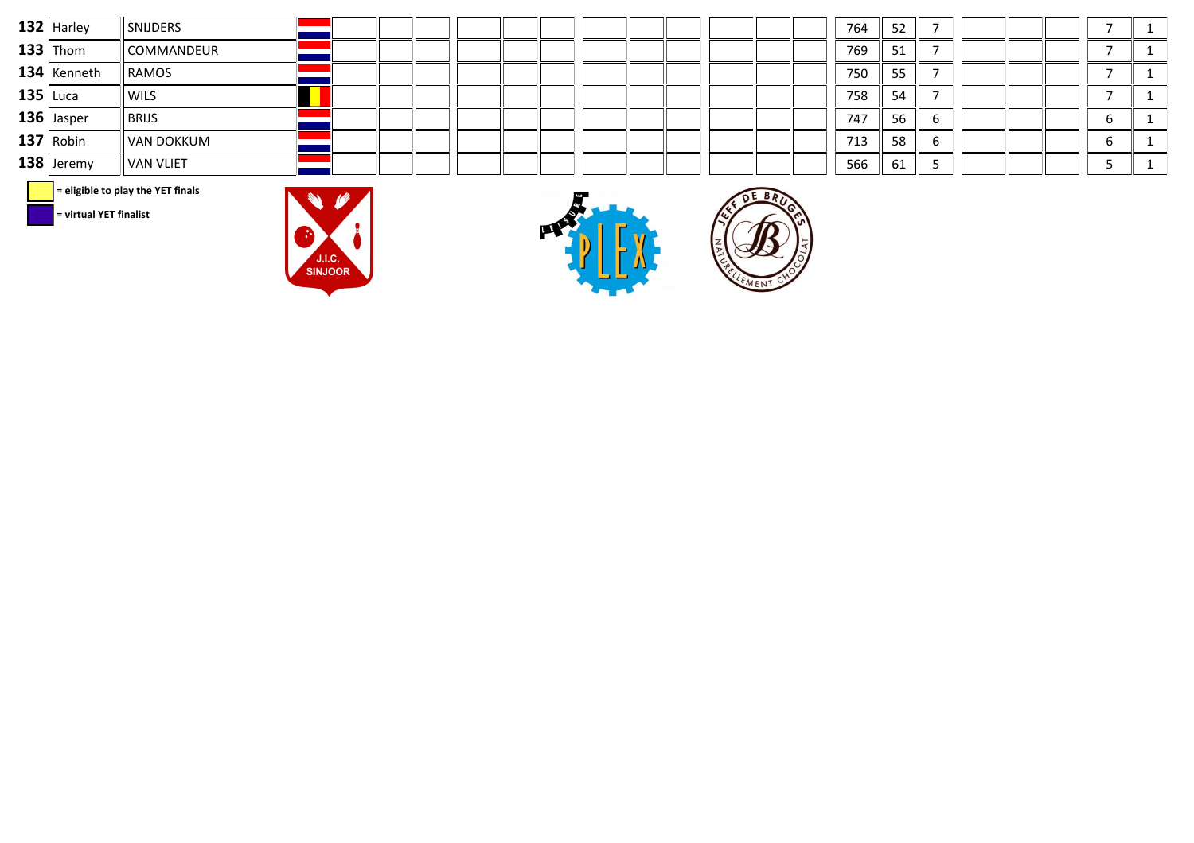| | | | | | | | | | | | | | | | | | | | | | | | | |
|---|---|---|---|---|---|---|---|---|---|---|---|---|---|---|---|---|---|---|---|---|---|---|---|---|
| 132 | Harley | SNIJDERS | | | | | | | | | | | | | | | 764 | 52 | 7 | | | | 7 | 1 |
| 133 | Thom | COMMANDEUR | | | | | | | | | | | | | | | 769 | 51 | 7 | | | | 7 | 1 |
| 134 | Kenneth | RAMOS | | | | | | | | | | | | | | | 750 | 55 | 7 | | | | 7 | 1 |
| 135 | Luca | WILS | | | | | | | | | | | | | | | 758 | 54 | 7 | | | | 7 | 1 |
| 136 | Jasper | BRIJS | | | | | | | | | | | | | | | 747 | 56 | 6 | | | | 6 | 1 |
| 137 | Robin | VAN DOKKUM | | | | | | | | | | | | | | | 713 | 58 | 6 | | | | 6 | 1 |
| 138 | Jeremy | VAN VLIET | | | | | | | | | | | | | | | 566 | 61 | 5 | | | | 5 | 1 |

**= eligible to play the YET finals**

**= virtual YET finalist**